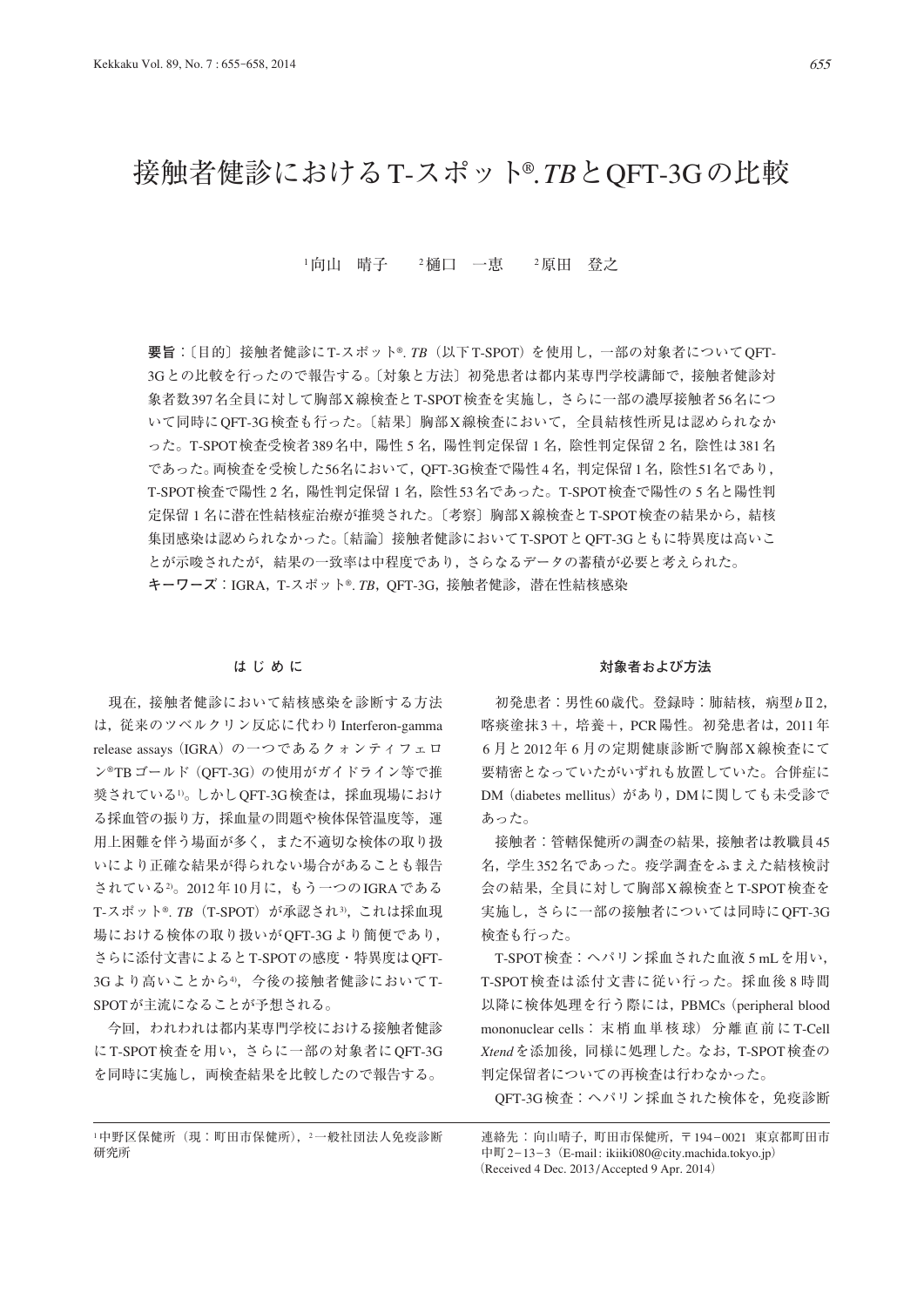# 接触者健診におけるT-スポット®.*TB*とQFT-3Gの比較

[1]向山　晴子　　[2]樋口　一恵　　[2]原田　登之

**要旨**：〔目的〕接触者健診にT-スポット®. *TB*（以下T-SPOT）を使用し，一部の対象者についてQFT-3Gとの比較を行ったので報告する。〔対象と方法〕初発患者は都内某専門学校講師で，接触者健診対象者数397名全員に対して胸部X線検査とT-SPOT検査を実施し，さらに一部の濃厚接触者56名について同時にQFT-3G検査も行った。〔結果〕胸部X線検査において，全員結核性所見は認められなかった。T-SPOT検査受検者389名中，陽性5名，陽性判定保留1名，陰性判定保留2名，陰性は381名であった。両検査を受検した56名において，QFT-3G検査で陽性4名，判定保留1名，陰性51名であり，T-SPOT検査で陽性2名，陽性判定保留1名，陰性53名であった。T-SPOT検査で陽性の5名と陽性判定保留1名に潜在性結核症治療が推奨された。〔考察〕胸部X線検査とT-SPOT検査の結果から，結核集団感染は認められなかった。〔結論〕接触者健診においてT-SPOTとQFT-3Gともに特異度は高いことが示唆されたが，結果の一致率は中程度であり，さらなるデータの蓄積が必要と考えられた。

**キーワーズ**：IGRA，T-スポット®. *TB*，QFT-3G，接触者健診，潜在性結核感染

## はじめに

現在，接触者健診において結核感染を診断する方法は，従来のツベルクリン反応に代わりInterferon-gamma release assays（IGRA）の一つであるクォンティフェロン®TBゴールド（QFT-3G）の使用がガイドライン等で推奨されている[1]。しかしQFT-3G検査は，採血現場における採血管の振り方，採血量の問題や検体保管温度等，運用上困難を伴う場面が多く，また不適切な検体の取り扱いにより正確な結果が得られない場合があることも報告されている[2]。2012年10月に，もう一つのIGRAであるT-スポット®. *TB*（T-SPOT）が承認され[3]，これは採血現場における検体の取り扱いがQFT-3Gより簡便であり，さらに添付文書によるとT-SPOTの感度・特異度はQFT-3Gより高いことから[4]，今後の接触者健診においてT-SPOTが主流になることが予想される。

今回，われわれは都内某専門学校における接触者健診にT-SPOT検査を用い，さらに一部の対象者にQFT-3Gを同時に実施し，両検査結果を比較したので報告する。

## 対象者および方法

初発患者：男性60歳代。登録時：肺結核，病型*b*II2，喀痰塗抹3＋，培養＋，PCR陽性。初発患者は，2011年6月と2012年6月の定期健康診断で胸部X線検査にて要精密となっていたがいずれも放置していた。合併症にDM（diabetes mellitus）があり，DMに関しても未受診であった。

接触者：管轄保健所の調査の結果，接触者は教職員45名，学生352名であった。疫学調査をふまえた結核検討会の結果，全員に対して胸部X線検査とT-SPOT検査を実施し，さらに一部の接触者については同時にQFT-3G検査も行った。

T-SPOT検査：ヘパリン採血された血液5 mLを用い，T-SPOT検査は添付文書に従い行った。採血後8時間以降に検体処理を行う際には，PBMCs（peripheral blood mononuclear cells：末梢血単核球）分離直前にT-Cell *Xtend*を添加後，同様に処理した。なお，T-SPOT検査の判定保留者についての再検査は行わなかった。

QFT-3G検査：ヘパリン採血された検体を，免疫診断

---

[1]中野区保健所（現：町田市保健所），[2]一般社団法人免疫診断研究所

連絡先：向山晴子，町田市保健所，〒194－0021　東京都町田市中町2－13－3（E-mail: ikiiki080@city.machida.tokyo.jp）
（Received 4 Dec. 2013/Accepted 9 Apr. 2014）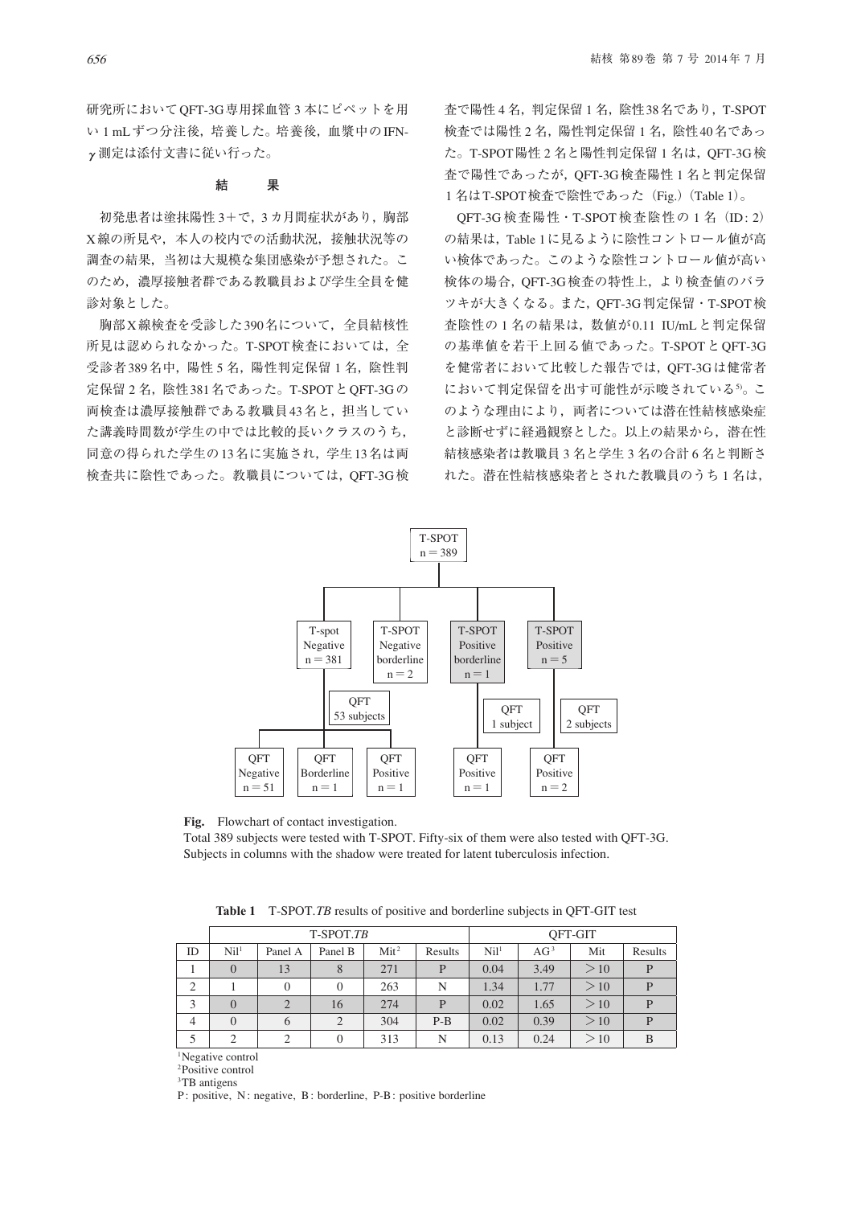研究所においてQFT-3G専用採血管3本にピペットを用い1 mLずつ分注後，培養した。培養後，血漿中のIFN-γ測定は添付文書に従い行った。

## 結　　果

初発患者は塗抹陽性3＋で，3カ月間症状があり，胸部X線の所見や，本人の校内での活動状況，接触状況等の調査の結果，当初は大規模な集団感染が予想された。このため，濃厚接触者群である教職員および学生全員を健診対象とした。

胸部X線検査を受診した390名について，全員結核性所見は認められなかった。T-SPOT検査においては，全受診者389名中，陽性5名，陽性判定保留1名，陰性判定保留2名，陰性381名であった。T-SPOTとQFT-3Gの両検査は濃厚接触群である教職員43名と，担当していた講義時間数が学生の中では比較的長いクラスのうち，同意の得られた学生の13名に実施され，学生13名は両検査共に陰性であった。教職員については，QFT-3G検査で陽性4名，判定保留1名，陰性38名であり，T-SPOT検査では陽性2名，陽性判定保留1名，陰性40名であった。T-SPOT陽性2名と陽性判定保留1名は，QFT-3G検査で陽性であったが，QFT-3G検査陽性1名と判定保留1名はT-SPOT検査で陰性であった（Fig.）（Table 1）。

QFT-3G検査陽性・T-SPOT検査陰性の1名（ID: 2）の結果は，Table 1に見るように陰性コントロール値が高い検体であった。このような陰性コントロール値が高い検体の場合，QFT-3G検査の特性上，より検査値のバラツキが大きくなる。また，QFT-3G判定保留・T-SPOT検査陰性の1名の結果は，数値が0.11 IU/mLと判定保留の基準値を若干上回る値であった。T-SPOTとQFT-3Gを健常者において比較した報告では，QFT-3Gは健常者において判定保留を出す可能性が示唆されている[5]。このような理由により，両者については潜在性結核感染症と診断せずに経過観察とした。以上の結果から，潜在性結核感染者は教職員3名と学生3名の合計6名と判断された。潜在性結核感染者とされた教職員のうち1名は，

**Fig.** Flowchart of contact investigation.
Total 389 subjects were tested with T-SPOT. Fifty-six of them were also tested with QFT-3G.
Subjects in columns with the shadow were treated for latent tuberculosis infection.

**Table 1** T-SPOT.*TB* results of positive and borderline subjects in QFT-GIT test

| | T-SPOT.*TB* | | | | | QFT-GIT | | | |
|---|---|---|---|---|---|---|---|---|---|
| ID | Nil[1] | Panel A | Panel B | Mit[2] | Results | Nil[1] | AG[3] | Mit | Results |
| 1 | 0 | 13 | 8 | 271 | P | 0.04 | 3.49 | ＞10 | P |
| 2 | 1 | 0 | 0 | 263 | N | 1.34 | 1.77 | ＞10 | P |
| 3 | 0 | 2 | 16 | 274 | P | 0.02 | 1.65 | ＞10 | P |
| 4 | 0 | 6 | 2 | 304 | P-B | 0.02 | 0.39 | ＞10 | P |
| 5 | 2 | 2 | 0 | 313 | N | 0.13 | 0.24 | ＞10 | B |

[1]Negative control
[2]Positive control
[3]TB antigens
P: positive, N: negative, B: borderline, P-B: positive borderline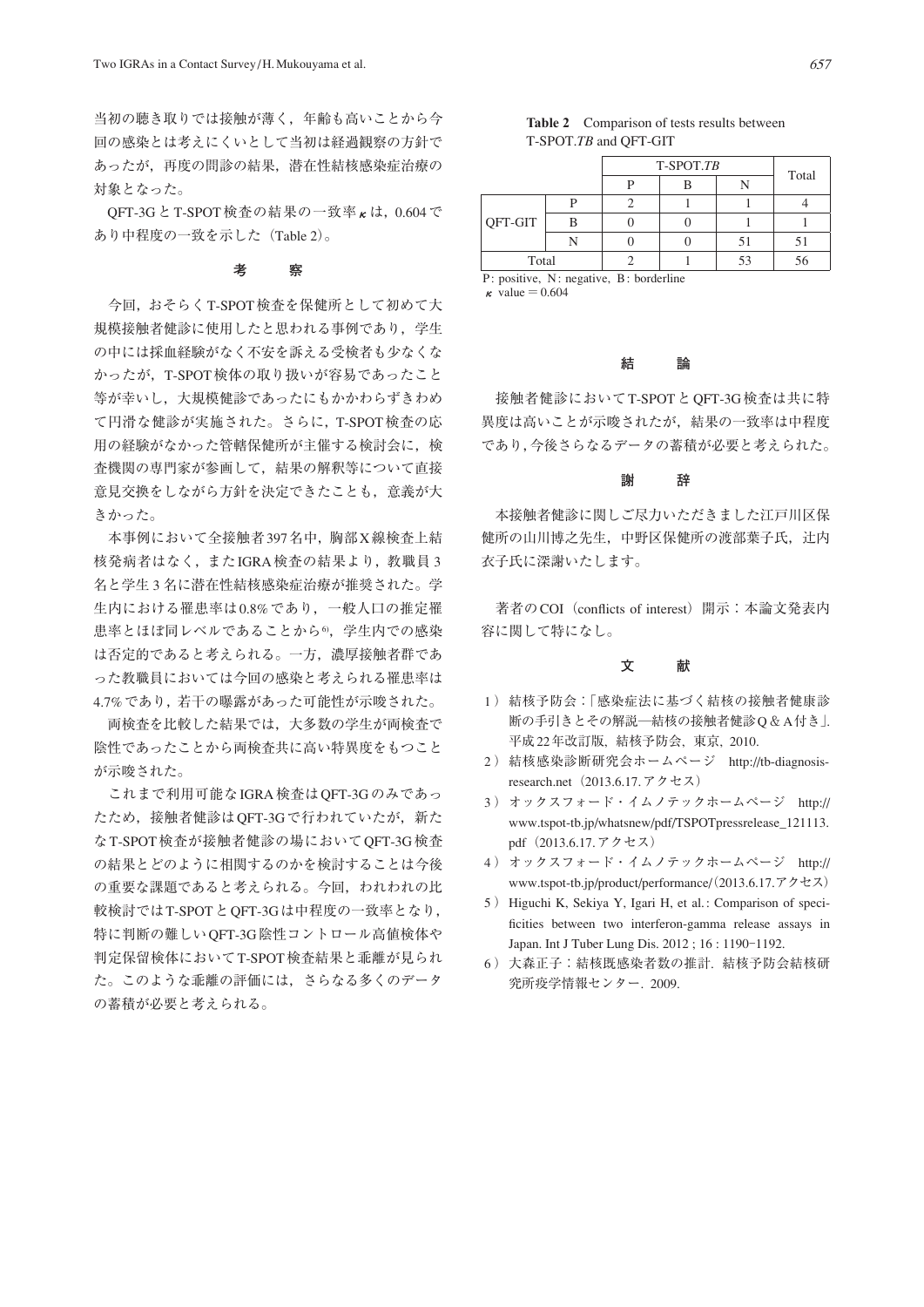当初の聴き取りでは接触が薄く，年齢も高いことから今回の感染とは考えにくいとして当初は経過観察の方針であったが，再度の問診の結果，潜在性結核感染症治療の対象となった。

QFT-3G と T-SPOT 検査の結果の一致率 $\kappa$ は，0.604 であり中程度の一致を示した（Table 2）。

**Table 2** Comparison of tests results between T-SPOT.*TB* and QFT-GIT

| | | T-SPOT.*TB* | | | Total |
|---|---|---|---|---|---|
| | | P | B | N | |
| QFT-GIT | P | 2 | 1 | 1 | 4 |
| | B | 0 | 0 | 1 | 1 |
| | N | 0 | 0 | 51 | 51 |
| Total | | 2 | 1 | 53 | 56 |

P: positive, N: negative, B: borderline
$\kappa$ value = 0.604

## 考　察

今回，おそらくT-SPOT検査を保健所として初めて大規模接触者健診に使用したと思われる事例であり，学生の中には採血経験がなく不安を訴える受検者も少なくなかったが，T-SPOT検体の取り扱いが容易であったこと等が幸いし，大規模健診であったにもかかわらずきわめて円滑な健診が実施された。さらに，T-SPOT検査の応用の経験がなかった管轄保健所が主催する検討会に，検査機関の専門家が参画して，結果の解釈等について直接意見交換をしながら方針を決定できたことも，意義が大きかった。

本事例において全接触者397名中，胸部X線検査上結核発病者はなく，またIGRA検査の結果より，教職員3名と学生3名に潜在性結核感染症治療が推奨された。学生内における罹患率は0.8%であり，一般人口の推定罹患率とほぼ同レベルであることから[6]，学生内での感染は否定的であると考えられる。一方，濃厚接触者群であった教職員においては今回の感染と考えられる罹患率は4.7%であり，若干の曝露があった可能性が示唆された。

両検査を比較した結果では，大多数の学生が両検査で陰性であったことから両検査共に高い特異度をもつことが示唆された。

これまで利用可能なIGRA検査はQFT-3Gのみであったため，接触者健診はQFT-3Gで行われていたが，新たなT-SPOT検査が接触者健診の場においてQFT-3G検査の結果とどのように相関するのかを検討することは今後の重要な課題であると考えられる。今回，われわれの比較検討ではT-SPOTとQFT-3Gは中程度の一致率となり，特に判断の難しいQFT-3G陰性コントロール高値検体や判定保留検体においてT-SPOT検査結果と乖離が見られた。このような乖離の評価には，さらなるデータの蓄積が必要と考えられる。

## 結　論

接触者健診においてT-SPOTとQFT-3G検査は共に特異度は高いことが示唆されたが，結果の一致率は中程度であり，今後さらなるデータの蓄積が必要と考えられた。

## 謝　辞

本接触者健診に関しご尽力いただきました江戸川区保健所の山川博之先生，中野区保健所の渡部葉子氏，辻内衣子氏に深謝いたします。

著者のCOI（conflicts of interest）開示：本論文発表内容に関して特になし。

## 文　献

1）結核予防会：「感染症法に基づく結核の接触者健康診断の手引きとその解説―結核の接触者健診Q＆A付き」. 平成22年改訂版，結核予防会，東京，2010.

2）結核感染診断研究会ホームページ　http://tb-diagnosis-research.net（2013.6.17. アクセス）

3）オックスフォード・イムノテックホームページ　http://www.tspot-tb.jp/whatsnew/pdf/TSPOTpressrelease_121113.pdf（2013.6.17. アクセス）

4）オックスフォード・イムノテックホームページ　http://www.tspot-tb.jp/product/performance/（2013.6.17. アクセス）

5）Higuchi K, Sekiya Y, Igari H, et al.: Comparison of specificities between two interferon-gamma release assays in Japan. Int J Tuber Lung Dis. 2012 ; 16 : 1190-1192.

6）大森正子：結核既感染者数の推計．結核予防会結核研究所疫学情報センター．2009.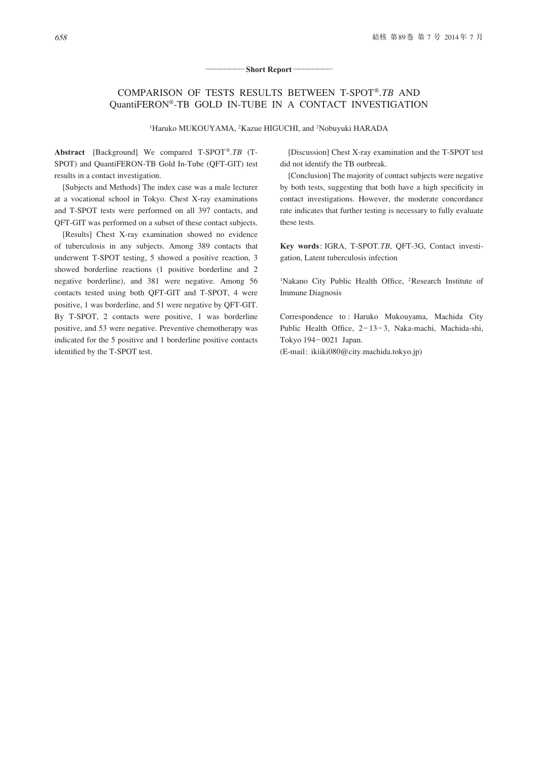Short Report

# COMPARISON OF TESTS RESULTS BETWEEN T-SPOT®.*TB* AND QuantiFERON®-TB GOLD IN-TUBE IN A CONTACT INVESTIGATION

[1]Haruko MUKOUYAMA, [2]Kazue HIGUCHI, and [2]Nobuyuki HARADA

**Abstract** [Background] We compared T-SPOT®.*TB* (T-SPOT) and QuantiFERON-TB Gold In-Tube (QFT-GIT) test results in a contact investigation.

[Subjects and Methods] The index case was a male lecturer at a vocational school in Tokyo. Chest X-ray examinations and T-SPOT tests were performed on all 397 contacts, and QFT-GIT was performed on a subset of these contact subjects.

[Results] Chest X-ray examination showed no evidence of tuberculosis in any subjects. Among 389 contacts that underwent T-SPOT testing, 5 showed a positive reaction, 3 showed borderline reactions (1 positive borderline and 2 negative borderline), and 381 were negative. Among 56 contacts tested using both QFT-GIT and T-SPOT, 4 were positive, 1 was borderline, and 51 were negative by QFT-GIT. By T-SPOT, 2 contacts were positive, 1 was borderline positive, and 53 were negative. Preventive chemotherapy was indicated for the 5 positive and 1 borderline positive contacts identified by the T-SPOT test.

[Discussion] Chest X-ray examination and the T-SPOT test did not identify the TB outbreak.

[Conclusion] The majority of contact subjects were negative by both tests, suggesting that both have a high specificity in contact investigations. However, the moderate concordance rate indicates that further testing is necessary to fully evaluate these tests.

**Key words**: IGRA, T-SPOT.*TB*, QFT-3G, Contact investigation, Latent tuberculosis infection

[1]Nakano City Public Health Office, [2]Research Institute of Immune Diagnosis

Correspondence to : Haruko Mukouyama, Machida City Public Health Office, 2-13-3, Naka-machi, Machida-shi, Tokyo 194-0021 Japan.
(E-mail: ikiiki080@city.machida.tokyo.jp)